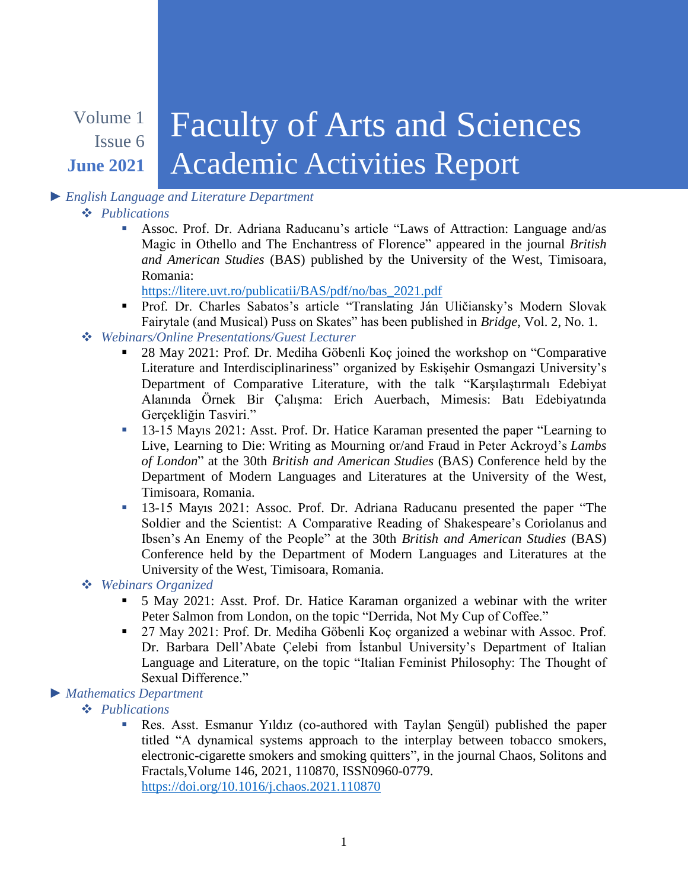Volume 1
Issue 6
**June 2021**

# Faculty of Arts and Sciences Academic Activities Report

## ► *English Language and Literature Department*

### ❖ *Publications*

- Assoc. Prof. Dr. Adriana Raducanu's article "Laws of Attraction: Language and/as Magic in Othello and The Enchantress of Florence" appeared in the journal *British and American Studies* (BAS) published by the University of the West, Timisoara, Romania: https://litere.uvt.ro/publicatii/BAS/pdf/no/bas_2021.pdf
- Prof. Dr. Charles Sabatos's article "Translating Ján Uličiansky's Modern Slovak Fairytale (and Musical) Puss on Skates" has been published in *Bridge*, Vol. 2, No. 1.

### ❖ *Webinars/Online Presentations/Guest Lecturer*

- 28 May 2021: Prof. Dr. Mediha Göbenli Koç joined the workshop on "Comparative Literature and Interdisciplinariness" organized by Eskişehir Osmangazi University's Department of Comparative Literature, with the talk "Karşılaştırmalı Edebiyat Alanında Örnek Bir Çalışma: Erich Auerbach, Mimesis: Batı Edebiyatında Gerçekliğin Tasviri."
- 13-15 Mayıs 2021: Asst. Prof. Dr. Hatice Karaman presented the paper "Learning to Live, Learning to Die: Writing as Mourning or/and Fraud in Peter Ackroyd's *Lambs of London*" at the 30th *British and American Studies* (BAS) Conference held by the Department of Modern Languages and Literatures at the University of the West, Timisoara, Romania.
- 13-15 Mayıs 2021: Assoc. Prof. Dr. Adriana Raducanu presented the paper "The Soldier and the Scientist: A Comparative Reading of Shakespeare's Coriolanus and Ibsen's An Enemy of the People" at the 30th *British and American Studies* (BAS) Conference held by the Department of Modern Languages and Literatures at the University of the West, Timisoara, Romania.

### ❖ *Webinars Organized*

- 5 May 2021: Asst. Prof. Dr. Hatice Karaman organized a webinar with the writer Peter Salmon from London, on the topic "Derrida, Not My Cup of Coffee."
- 27 May 2021: Prof. Dr. Mediha Göbenli Koç organized a webinar with Assoc. Prof. Dr. Barbara Dell'Abate Çelebi from İstanbul University's Department of Italian Language and Literature, on the topic "Italian Feminist Philosophy: The Thought of Sexual Difference."

## ► *Mathematics Department*

### ❖ *Publications*

- Res. Asst. Esmanur Yıldız (co-authored with Taylan Şengül) published the paper titled "A dynamical systems approach to the interplay between tobacco smokers, electronic-cigarette smokers and smoking quitters", in the journal Chaos, Solitons and Fractals,Volume 146, 2021, 110870, ISSN0960-0779. https://doi.org/10.1016/j.chaos.2021.110870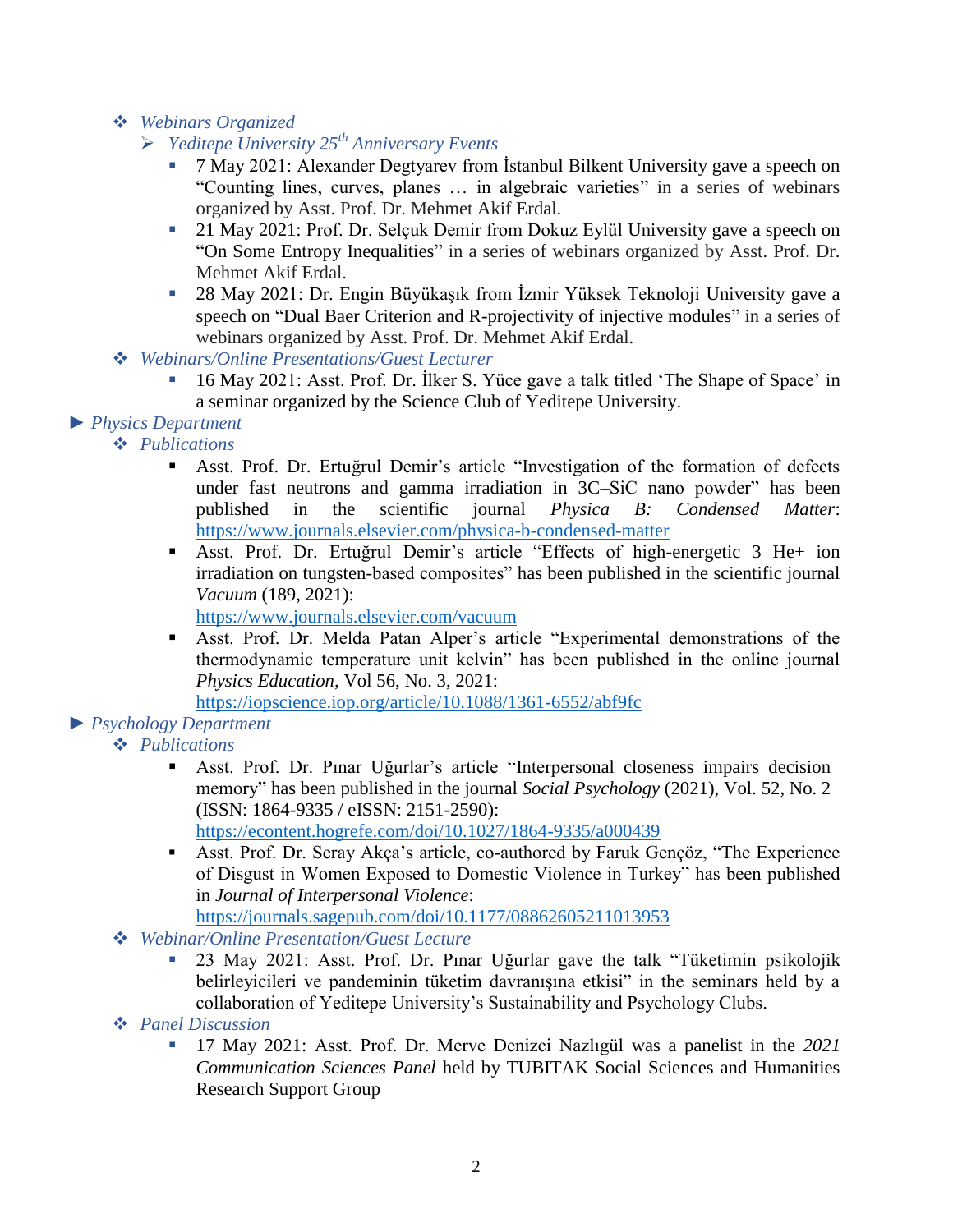- *Webinars Organized*
  - *Yeditepe University 25th Anniversary Events*
    - 7 May 2021: Alexander Degtyarev from İstanbul Bilkent University gave a speech on "Counting lines, curves, planes … in algebraic varieties" in a series of webinars organized by Asst. Prof. Dr. Mehmet Akif Erdal.
    - 21 May 2021: Prof. Dr. Selçuk Demir from Dokuz Eylül University gave a speech on "On Some Entropy Inequalities" in a series of webinars organized by Asst. Prof. Dr. Mehmet Akif Erdal.
    - 28 May 2021: Dr. Engin Büyükaşık from İzmir Yüksek Teknoloji University gave a speech on "Dual Baer Criterion and R-projectivity of injective modules" in a series of webinars organized by Asst. Prof. Dr. Mehmet Akif Erdal.
- *Webinars/Online Presentations/Guest Lecturer*
  - 16 May 2021: Asst. Prof. Dr. İlker S. Yüce gave a talk titled 'The Shape of Space' in a seminar organized by the Science Club of Yeditepe University.

► *Physics Department*

- *Publications*
  - Asst. Prof. Dr. Ertuğrul Demir's article "Investigation of the formation of defects under fast neutrons and gamma irradiation in 3C–SiC nano powder" has been published in the scientific journal *Physica B: Condensed Matter*: https://www.journals.elsevier.com/physica-b-condensed-matter
  - Asst. Prof. Dr. Ertuğrul Demir's article "Effects of high-energetic 3 He+ ion irradiation on tungsten-based composites" has been published in the scientific journal *Vacuum* (189, 2021): https://www.journals.elsevier.com/vacuum
  - Asst. Prof. Dr. Melda Patan Alper's article "Experimental demonstrations of the thermodynamic temperature unit kelvin" has been published in the online journal *Physics Education*, Vol 56, No. 3, 2021: https://iopscience.iop.org/article/10.1088/1361-6552/abf9fc

► *Psychology Department*

- *Publications*
  - Asst. Prof. Dr. Pınar Uğurlar's article "Interpersonal closeness impairs decision memory" has been published in the journal *Social Psychology* (2021), Vol. 52, No. 2 (ISSN: 1864-9335 / eISSN: 2151-2590): https://econtent.hogrefe.com/doi/10.1027/1864-9335/a000439
  - Asst. Prof. Dr. Seray Akça's article, co-authored by Faruk Gençöz, "The Experience of Disgust in Women Exposed to Domestic Violence in Turkey" has been published in *Journal of Interpersonal Violence*: https://journals.sagepub.com/doi/10.1177/08862605211013953
- *Webinar/Online Presentation/Guest Lecture*
  - 23 May 2021: Asst. Prof. Dr. Pınar Uğurlar gave the talk "Tüketimin psikolojik belirleyicileri ve pandeminin tüketim davranışına etkisi" in the seminars held by a collaboration of Yeditepe University's Sustainability and Psychology Clubs.
- *Panel Discussion*
  - 17 May 2021: Asst. Prof. Dr. Merve Denizci Nazlıgül was a panelist in the *2021 Communication Sciences Panel* held by TUBITAK Social Sciences and Humanities Research Support Group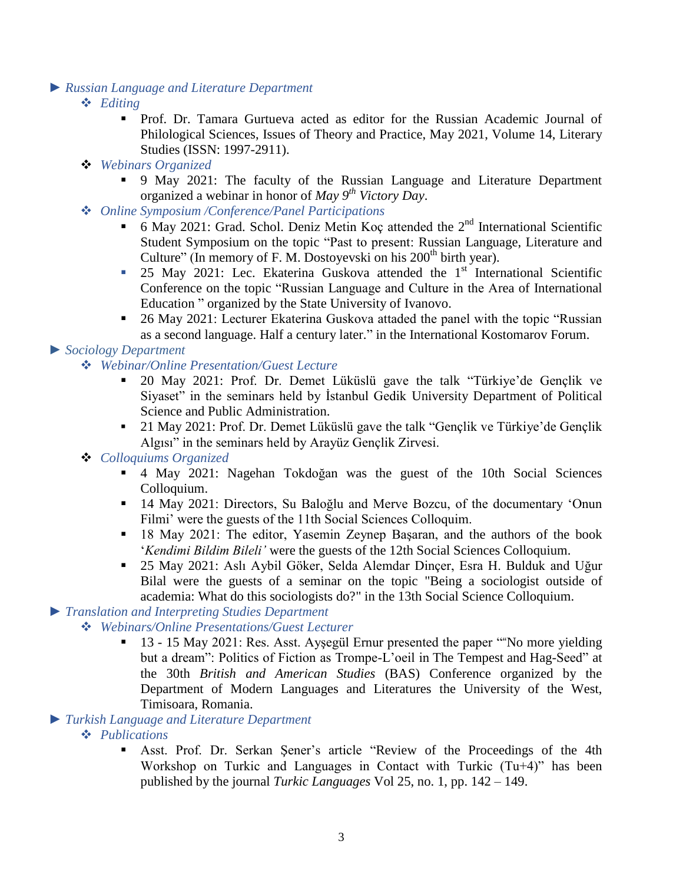► *Russian Language and Literature Department*

- *Editing*
  - Prof. Dr. Tamara Gurtueva acted as editor for the Russian Academic Journal of Philological Sciences, Issues of Theory and Practice, May 2021, Volume 14, Literary Studies (ISSN: 1997-2911).
- *Webinars Organized*
  - 9 May 2021: The faculty of the Russian Language and Literature Department organized a webinar in honor of *May 9th Victory Day*.
- *Online Symposium /Conference/Panel Participations*
  - 6 May 2021: Grad. Schol. Deniz Metin Koç attended the 2nd International Scientific Student Symposium on the topic "Past to present: Russian Language, Literature and Culture" (In memory of F. M. Dostoyevski on his 200th birth year).
  - 25 May 2021: Lec. Ekaterina Guskova attended the 1st International Scientific Conference on the topic "Russian Language and Culture in the Area of International Education " organized by the State University of Ivanovo.
  - 26 May 2021: Lecturer Ekaterina Guskova attaded the panel with the topic "Russian as a second language. Half a century later." in the International Kostomarov Forum.

► *Sociology Department*

- *Webinar/Online Presentation/Guest Lecture*
  - 20 May 2021: Prof. Dr. Demet Lüküslü gave the talk "Türkiye'de Gençlik ve Siyaset" in the seminars held by İstanbul Gedik University Department of Political Science and Public Administration.
  - 21 May 2021: Prof. Dr. Demet Lüküslü gave the talk "Gençlik ve Türkiye'de Gençlik Algısı" in the seminars held by Arayüz Gençlik Zirvesi.
- *Colloquiums Organized*
  - 4 May 2021: Nagehan Tokdoğan was the guest of the 10th Social Sciences Colloquium.
  - 14 May 2021: Directors, Su Baloğlu and Merve Bozcu, of the documentary 'Onun Filmi' were the guests of the 11th Social Sciences Colloqium.
  - 18 May 2021: The editor, Yasemin Zeynep Başaran, and the authors of the book '*Kendimi Bildim Bileli'* were the guests of the 12th Social Sciences Colloquium.
  - 25 May 2021: Aslı Aybil Göker, Selda Alemdar Dinçer, Esra H. Bulduk and Uğur Bilal were the guests of a seminar on the topic "Being a sociologist outside of academia: What do this sociologists do?" in the 13th Social Science Colloquium.

► *Translation and Interpreting Studies Department*

- *Webinars/Online Presentations/Guest Lecturer*
  - 13 - 15 May 2021: Res. Asst. Ayşegül Ernur presented the paper ""No more yielding but a dream": Politics of Fiction as Trompe-L'oeil in The Tempest and Hag-Seed" at the 30th *British and American Studies* (BAS) Conference organized by the Department of Modern Languages and Literatures the University of the West, Timisoara, Romania.

► *Turkish Language and Literature Department*

- *Publications*
  - Asst. Prof. Dr. Serkan Şener's article "Review of the Proceedings of the 4th Workshop on Turkic and Languages in Contact with Turkic (Tu+4)" has been published by the journal *Turkic Languages* Vol 25, no. 1, pp. 142 – 149.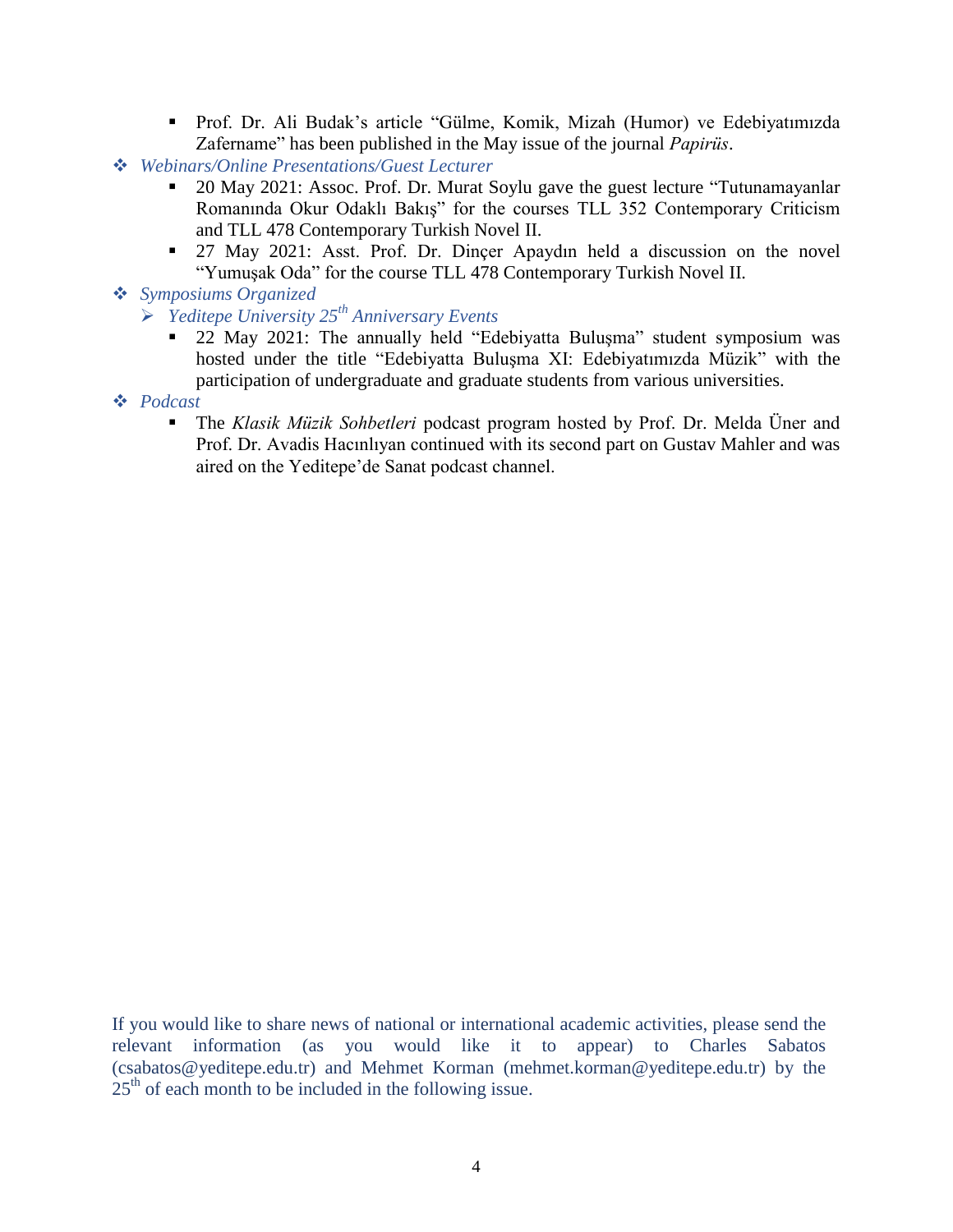- Prof. Dr. Ali Budak's article "Gülme, Komik, Mizah (Humor) ve Edebiyatımızda Zafername" has been published in the May issue of the journal *Papirüs*.

- *Webinars/Online Presentations/Guest Lecturer*
  - 20 May 2021: Assoc. Prof. Dr. Murat Soylu gave the guest lecture "Tutunamayanlar Romanında Okur Odaklı Bakış" for the courses TLL 352 Contemporary Criticism and TLL 478 Contemporary Turkish Novel II.
  - 27 May 2021: Asst. Prof. Dr. Dinçer Apaydın held a discussion on the novel "Yumuşak Oda" for the course TLL 478 Contemporary Turkish Novel II.
- *Symposiums Organized*
  - *Yeditepe University 25th Anniversary Events*
    - 22 May 2021: The annually held "Edebiyatta Buluşma" student symposium was hosted under the title "Edebiyatta Buluşma XI: Edebiyatımızda Müzik" with the participation of undergraduate and graduate students from various universities.
- *Podcast*
  - The *Klasik Müzik Sohbetleri* podcast program hosted by Prof. Dr. Melda Üner and Prof. Dr. Avadis Hacınlıyan continued with its second part on Gustav Mahler and was aired on the Yeditepe'de Sanat podcast channel.

If you would like to share news of national or international academic activities, please send the relevant information (as you would like it to appear) to Charles Sabatos (csabatos@yeditepe.edu.tr) and Mehmet Korman (mehmet.korman@yeditepe.edu.tr) by the 25th of each month to be included in the following issue.